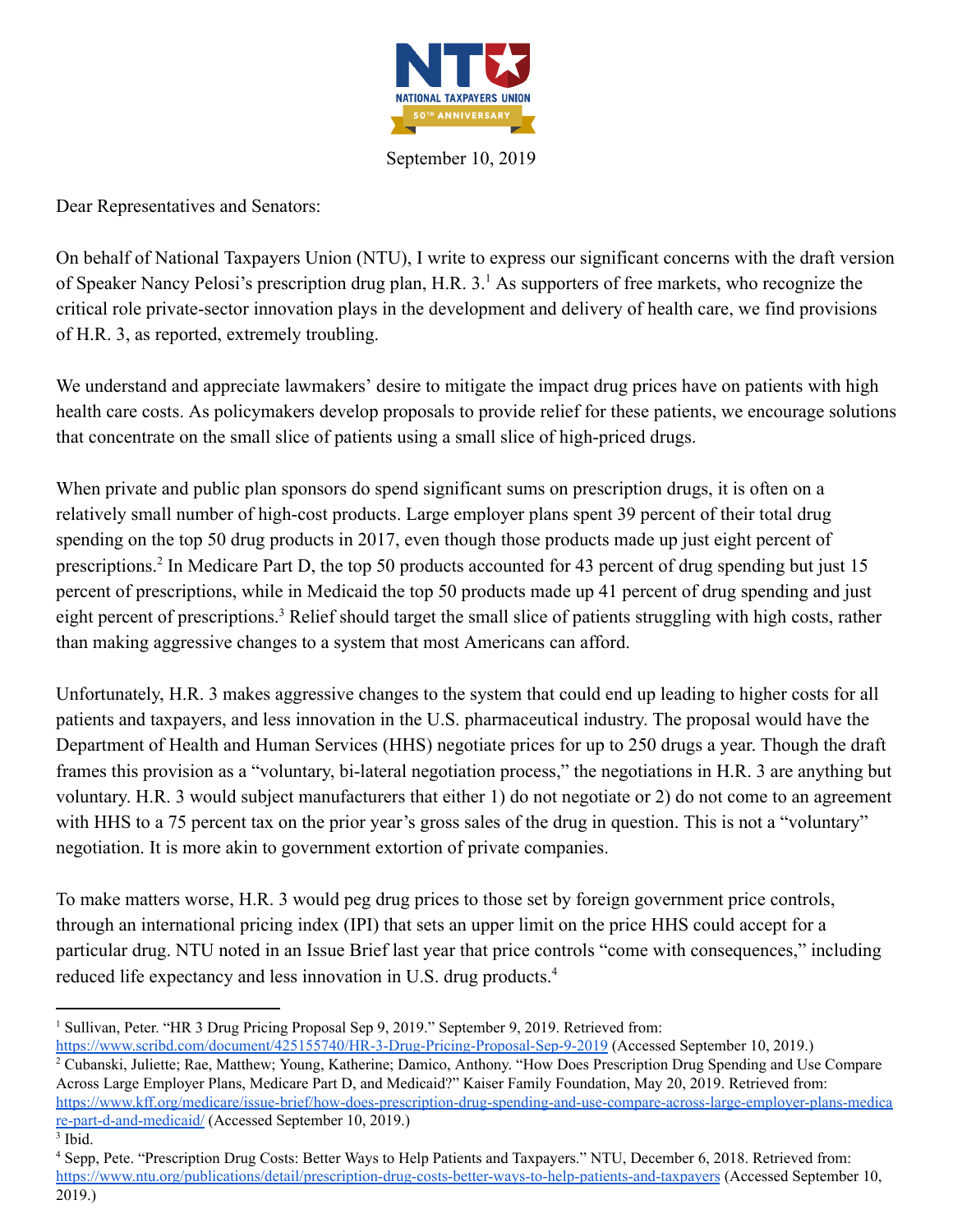September 10, 2019

Dear Representatives and Senators:

On behalf of National Taxpayers Union (NTU), I write to express our significant concerns with the draft version of Speaker Nancy Pelosi's prescription drug plan, H.R. 3.[1] As supporters of free markets, who recognize the critical role private-sector innovation plays in the development and delivery of health care, we find provisions of H.R. 3, as reported, extremely troubling.

We understand and appreciate lawmakers' desire to mitigate the impact drug prices have on patients with high health care costs. As policymakers develop proposals to provide relief for these patients, we encourage solutions that concentrate on the small slice of patients using a small slice of high-priced drugs.

When private and public plan sponsors do spend significant sums on prescription drugs, it is often on a relatively small number of high-cost products. Large employer plans spent 39 percent of their total drug spending on the top 50 drug products in 2017, even though those products made up just eight percent of prescriptions.[2] In Medicare Part D, the top 50 products accounted for 43 percent of drug spending but just 15 percent of prescriptions, while in Medicaid the top 50 products made up 41 percent of drug spending and just eight percent of prescriptions.[3] Relief should target the small slice of patients struggling with high costs, rather than making aggressive changes to a system that most Americans can afford.

Unfortunately, H.R. 3 makes aggressive changes to the system that could end up leading to higher costs for all patients and taxpayers, and less innovation in the U.S. pharmaceutical industry. The proposal would have the Department of Health and Human Services (HHS) negotiate prices for up to 250 drugs a year. Though the draft frames this provision as a "voluntary, bi-lateral negotiation process," the negotiations in H.R. 3 are anything but voluntary. H.R. 3 would subject manufacturers that either 1) do not negotiate or 2) do not come to an agreement with HHS to a 75 percent tax on the prior year's gross sales of the drug in question. This is not a "voluntary" negotiation. It is more akin to government extortion of private companies.

To make matters worse, H.R. 3 would peg drug prices to those set by foreign government price controls, through an international pricing index (IPI) that sets an upper limit on the price HHS could accept for a particular drug. NTU noted in an Issue Brief last year that price controls "come with consequences," including reduced life expectancy and less innovation in U.S. drug products.[4]

---

[1] Sullivan, Peter. "HR 3 Drug Pricing Proposal Sep 9, 2019." September 9, 2019. Retrieved from: https://www.scribd.com/document/425155740/HR-3-Drug-Pricing-Proposal-Sep-9-2019 (Accessed September 10, 2019.)

[2] Cubanski, Juliette; Rae, Matthew; Young, Katherine; Damico, Anthony. "How Does Prescription Drug Spending and Use Compare Across Large Employer Plans, Medicare Part D, and Medicaid?" Kaiser Family Foundation, May 20, 2019. Retrieved from: https://www.kff.org/medicare/issue-brief/how-does-prescription-drug-spending-and-use-compare-across-large-employer-plans-medicare-part-d-and-medicaid/ (Accessed September 10, 2019.)

[3] Ibid.

[4] Sepp, Pete. "Prescription Drug Costs: Better Ways to Help Patients and Taxpayers." NTU, December 6, 2018. Retrieved from: https://www.ntu.org/publications/detail/prescription-drug-costs-better-ways-to-help-patients-and-taxpayers (Accessed September 10, 2019.)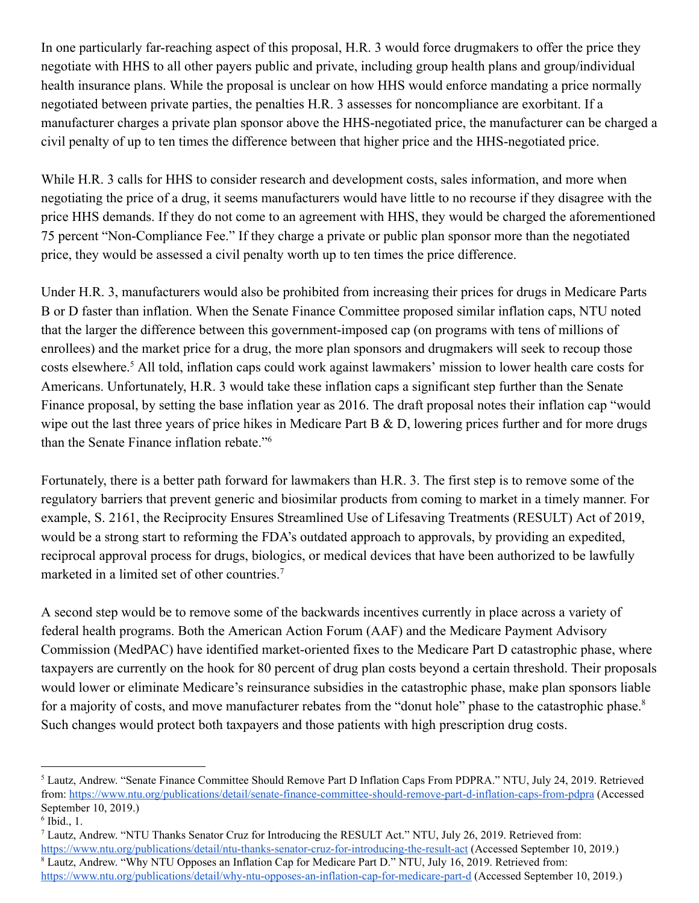In one particularly far-reaching aspect of this proposal, H.R. 3 would force drugmakers to offer the price they negotiate with HHS to all other payers public and private, including group health plans and group/individual health insurance plans. While the proposal is unclear on how HHS would enforce mandating a price normally negotiated between private parties, the penalties H.R. 3 assesses for noncompliance are exorbitant. If a manufacturer charges a private plan sponsor above the HHS-negotiated price, the manufacturer can be charged a civil penalty of up to ten times the difference between that higher price and the HHS-negotiated price.

While H.R. 3 calls for HHS to consider research and development costs, sales information, and more when negotiating the price of a drug, it seems manufacturers would have little to no recourse if they disagree with the price HHS demands. If they do not come to an agreement with HHS, they would be charged the aforementioned 75 percent "Non-Compliance Fee." If they charge a private or public plan sponsor more than the negotiated price, they would be assessed a civil penalty worth up to ten times the price difference.

Under H.R. 3, manufacturers would also be prohibited from increasing their prices for drugs in Medicare Parts B or D faster than inflation. When the Senate Finance Committee proposed similar inflation caps, NTU noted that the larger the difference between this government-imposed cap (on programs with tens of millions of enrollees) and the market price for a drug, the more plan sponsors and drugmakers will seek to recoup those costs elsewhere.[5] All told, inflation caps could work against lawmakers' mission to lower health care costs for Americans. Unfortunately, H.R. 3 would take these inflation caps a significant step further than the Senate Finance proposal, by setting the base inflation year as 2016. The draft proposal notes their inflation cap "would wipe out the last three years of price hikes in Medicare Part B & D, lowering prices further and for more drugs than the Senate Finance inflation rebate."[6]

Fortunately, there is a better path forward for lawmakers than H.R. 3. The first step is to remove some of the regulatory barriers that prevent generic and biosimilar products from coming to market in a timely manner. For example, S. 2161, the Reciprocity Ensures Streamlined Use of Lifesaving Treatments (RESULT) Act of 2019, would be a strong start to reforming the FDA's outdated approach to approvals, by providing an expedited, reciprocal approval process for drugs, biologics, or medical devices that have been authorized to be lawfully marketed in a limited set of other countries.[7]

A second step would be to remove some of the backwards incentives currently in place across a variety of federal health programs. Both the American Action Forum (AAF) and the Medicare Payment Advisory Commission (MedPAC) have identified market-oriented fixes to the Medicare Part D catastrophic phase, where taxpayers are currently on the hook for 80 percent of drug plan costs beyond a certain threshold. Their proposals would lower or eliminate Medicare's reinsurance subsidies in the catastrophic phase, make plan sponsors liable for a majority of costs, and move manufacturer rebates from the "donut hole" phase to the catastrophic phase.[8] Such changes would protect both taxpayers and those patients with high prescription drug costs.

---

[5] Lautz, Andrew. "Senate Finance Committee Should Remove Part D Inflation Caps From PDPRA." NTU, July 24, 2019. Retrieved from: https://www.ntu.org/publications/detail/senate-finance-committee-should-remove-part-d-inflation-caps-from-pdpra (Accessed September 10, 2019.)

[6] Ibid., 1.

[7] Lautz, Andrew. "NTU Thanks Senator Cruz for Introducing the RESULT Act." NTU, July 26, 2019. Retrieved from: https://www.ntu.org/publications/detail/ntu-thanks-senator-cruz-for-introducing-the-result-act (Accessed September 10, 2019.)

[8] Lautz, Andrew. "Why NTU Opposes an Inflation Cap for Medicare Part D." NTU, July 16, 2019. Retrieved from: https://www.ntu.org/publications/detail/why-ntu-opposes-an-inflation-cap-for-medicare-part-d (Accessed September 10, 2019.)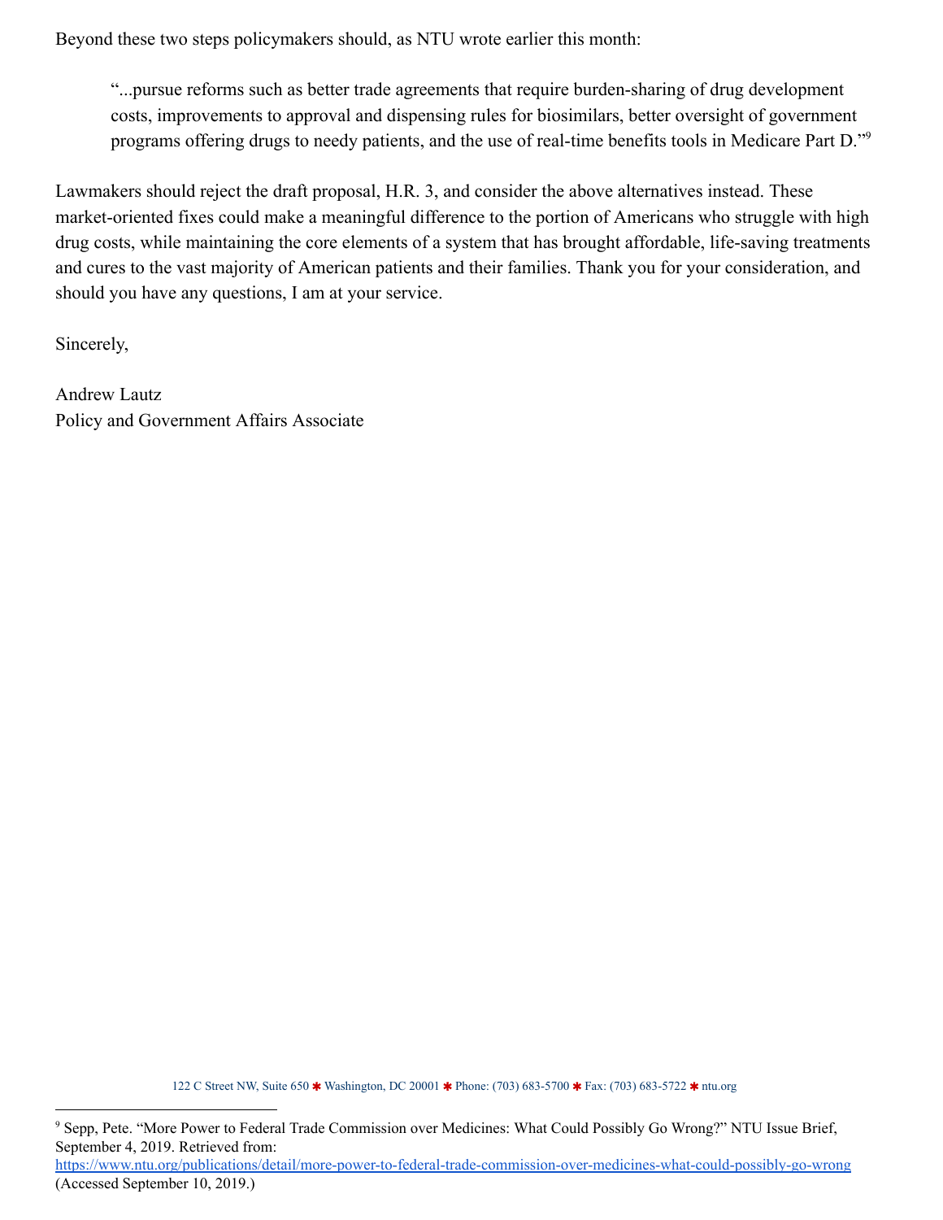Beyond these two steps policymakers should, as NTU wrote earlier this month:

> "...pursue reforms such as better trade agreements that require burden-sharing of drug development costs, improvements to approval and dispensing rules for biosimilars, better oversight of government programs offering drugs to needy patients, and the use of real-time benefits tools in Medicare Part D."[9]

Lawmakers should reject the draft proposal, H.R. 3, and consider the above alternatives instead. These market-oriented fixes could make a meaningful difference to the portion of Americans who struggle with high drug costs, while maintaining the core elements of a system that has brought affordable, life-saving treatments and cures to the vast majority of American patients and their families. Thank you for your consideration, and should you have any questions, I am at your service.

Sincerely,

Andrew Lautz
Policy and Government Affairs Associate

122 C Street NW, Suite 650 ✱ Washington, DC 20001 ✱ Phone: (703) 683-5700 ✱ Fax: (703) 683-5722 ✱ ntu.org

---

[9] Sepp, Pete. "More Power to Federal Trade Commission over Medicines: What Could Possibly Go Wrong?" NTU Issue Brief, September 4, 2019. Retrieved from: https://www.ntu.org/publications/detail/more-power-to-federal-trade-commission-over-medicines-what-could-possibly-go-wrong (Accessed September 10, 2019.)